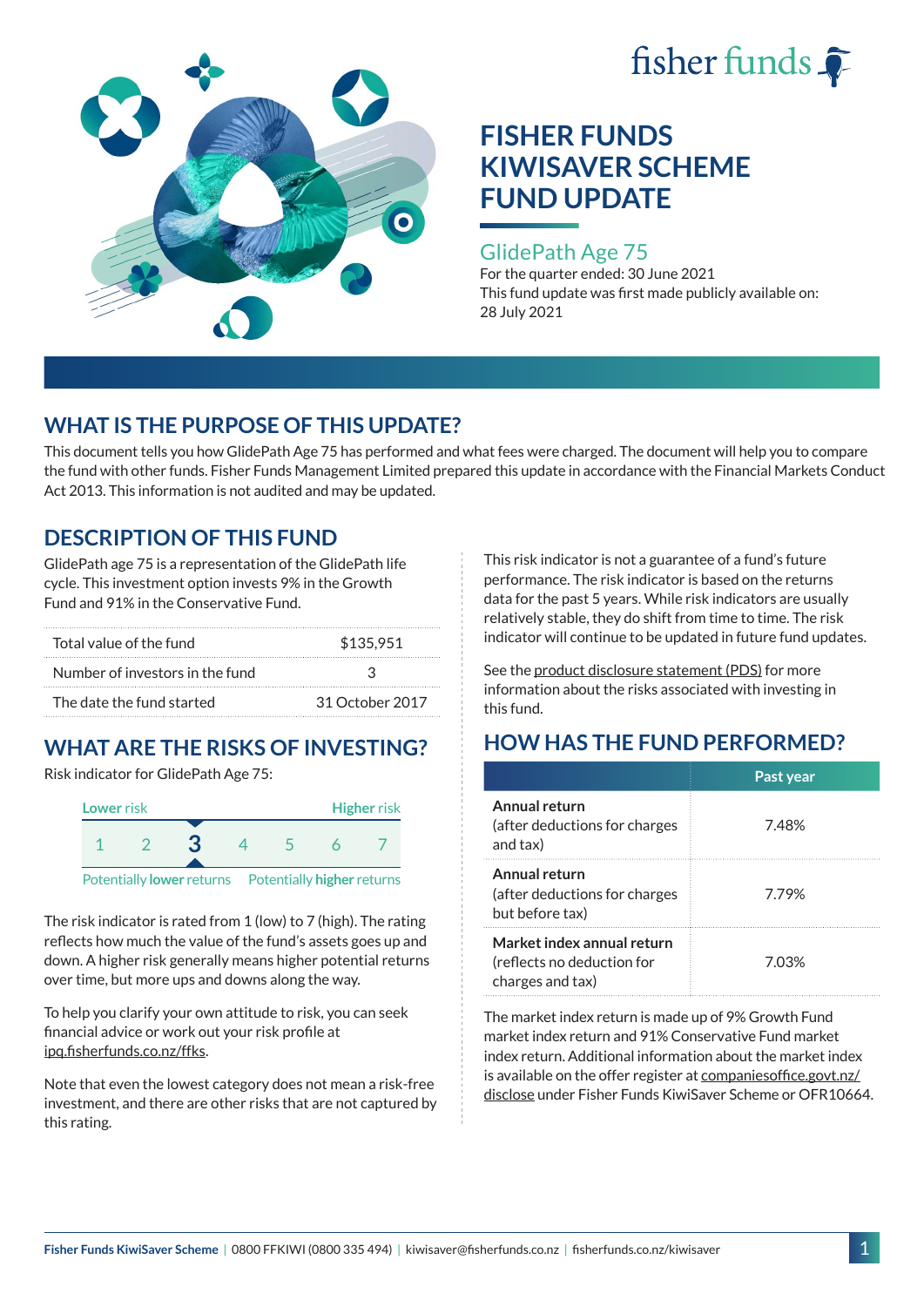fisher funds

# FISHER FUNDS KIWISAVER SCHEME FUND UPDATE

## GlidePath Age 75

For the quarter ended: 30 June 2021

This fund update was first made publicly available on: 28 July 2021

## WHAT IS THE PURPOSE OF THIS UPDATE?

This document tells you how GlidePath Age 75 has performed and what fees were charged. The document will help you to compare the fund with other funds. Fisher Funds Management Limited prepared this update in accordance with the Financial Markets Conduct Act 2013. This information is not audited and may be updated.

## DESCRIPTION OF THIS FUND

GlidePath age 75 is a representation of the GlidePath life cycle. This investment option invests 9% in the Growth Fund and 91% in the Conservative Fund.

| | |
|---|---|
| Total value of the fund | $135,951 |
| Number of investors in the fund | 3 |
| The date the fund started | 31 October 2017 |

## WHAT ARE THE RISKS OF INVESTING?

Risk indicator for GlidePath Age 75:

| Lower risk | | | | | | Higher risk |
|---|---|---|---|---|---|---|
| 1 | 2 | **3** | 4 | 5 | 6 | 7 |

Potentially **lower** returns — Potentially **higher** returns

The risk indicator is rated from 1 (low) to 7 (high). The rating reflects how much the value of the fund's assets goes up and down. A higher risk generally means higher potential returns over time, but more ups and downs along the way.

To help you clarify your own attitude to risk, you can seek financial advice or work out your risk profile at ipq.fisherfunds.co.nz/ffks.

Note that even the lowest category does not mean a risk-free investment, and there are other risks that are not captured by this rating.

This risk indicator is not a guarantee of a fund's future performance. The risk indicator is based on the returns data for the past 5 years. While risk indicators are usually relatively stable, they do shift from time to time. The risk indicator will continue to be updated in future fund updates.

See the product disclosure statement (PDS) for more information about the risks associated with investing in this fund.

## HOW HAS THE FUND PERFORMED?

| | Past year |
|---|---|
| **Annual return** (after deductions for charges and tax) | 7.48% |
| **Annual return** (after deductions for charges but before tax) | 7.79% |
| **Market index annual return** (reflects no deduction for charges and tax) | 7.03% |

The market index return is made up of 9% Growth Fund market index return and 91% Conservative Fund market index return. Additional information about the market index is available on the offer register at companiesoffice.govt.nz/disclose under Fisher Funds KiwiSaver Scheme or OFR10664.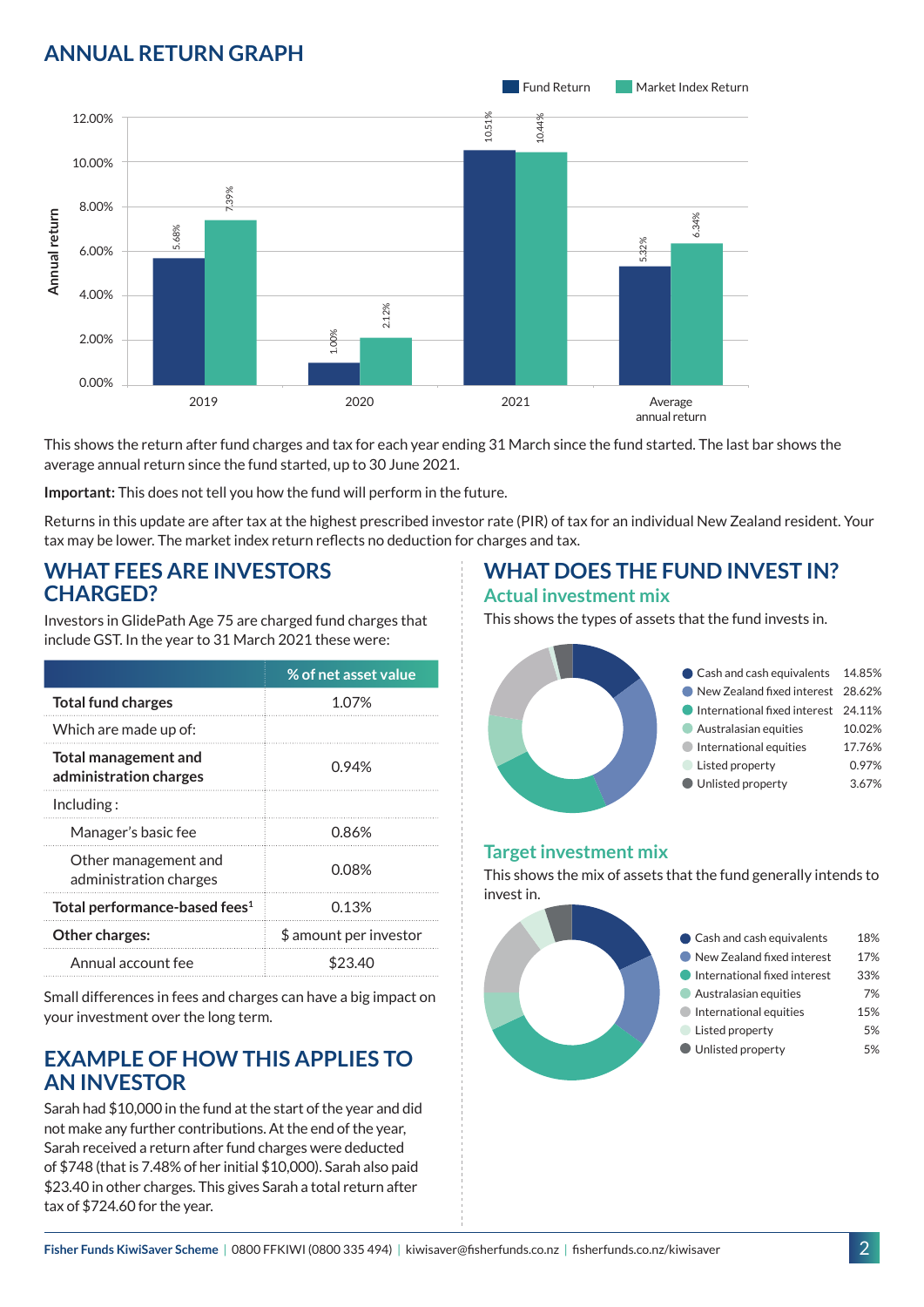## ANNUAL RETURN GRAPH

| | Fund Return | Market Index Return |
|---|---|---|
| 2019 | 5.68% | 7.39% |
| 2020 | 1.00% | 2.12% |
| 2021 | 10.51% | 10.44% |
| Average annual return | 5.32% | 6.34% |

This shows the return after fund charges and tax for each year ending 31 March since the fund started. The last bar shows the average annual return since the fund started, up to 30 June 2021.

**Important:** This does not tell you how the fund will perform in the future.

Returns in this update are after tax at the highest prescribed investor rate (PIR) of tax for an individual New Zealand resident. Your tax may be lower. The market index return reflects no deduction for charges and tax.

## WHAT FEES ARE INVESTORS CHARGED?

Investors in GlidePath Age 75 are charged fund charges that include GST. In the year to 31 March 2021 these were:

| | % of net asset value |
|---|---|
| **Total fund charges** | 1.07% |
| Which are made up of: | |
| **Total management and administration charges** | 0.94% |
| Including: | |
| Manager's basic fee | 0.86% |
| Other management and administration charges | 0.08% |
| **Total performance-based fees**[1] | 0.13% |
| **Other charges:** | $ amount per investor |
| Annual account fee | $23.40 |

Small differences in fees and charges can have a big impact on your investment over the long term.

## EXAMPLE OF HOW THIS APPLIES TO AN INVESTOR

Sarah had $10,000 in the fund at the start of the year and did not make any further contributions. At the end of the year, Sarah received a return after fund charges were deducted of $748 (that is 7.48% of her initial $10,000). Sarah also paid $23.40 in other charges. This gives Sarah a total return after tax of $724.60 for the year.

## WHAT DOES THE FUND INVEST IN?

### Actual investment mix

This shows the types of assets that the fund invests in.

| Asset | % |
|---|---|
| Cash and cash equivalents | 14.85% |
| New Zealand fixed interest | 28.62% |
| International fixed interest | 24.11% |
| Australasian equities | 10.02% |
| International equities | 17.76% |
| Listed property | 0.97% |
| Unlisted property | 3.67% |

### Target investment mix

This shows the mix of assets that the fund generally intends to invest in.

| Asset | % |
|---|---|
| Cash and cash equivalents | 18% |
| New Zealand fixed interest | 17% |
| International fixed interest | 33% |
| Australasian equities | 7% |
| International equities | 15% |
| Listed property | 5% |
| Unlisted property | 5% |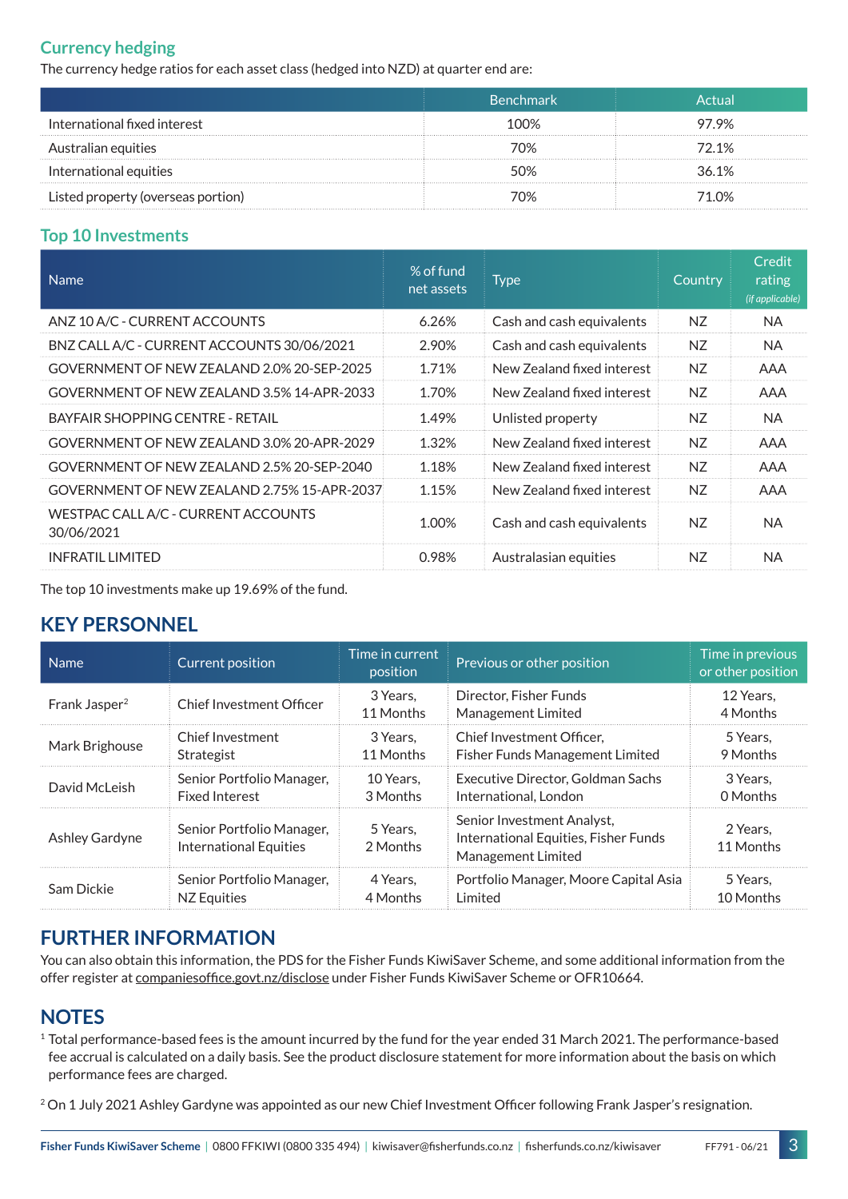## Currency hedging

The currency hedge ratios for each asset class (hedged into NZD) at quarter end are:

| | Benchmark | Actual |
|---|---|---|
| International fixed interest | 100% | 97.9% |
| Australian equities | 70% | 72.1% |
| International equities | 50% | 36.1% |
| Listed property (overseas portion) | 70% | 71.0% |

## Top 10 Investments

| Name | % of fund net assets | Type | Country | Credit rating *(if applicable)* |
|---|---|---|---|---|
| ANZ 10 A/C - CURRENT ACCOUNTS | 6.26% | Cash and cash equivalents | NZ | NA |
| BNZ CALL A/C - CURRENT ACCOUNTS 30/06/2021 | 2.90% | Cash and cash equivalents | NZ | NA |
| GOVERNMENT OF NEW ZEALAND 2.0% 20-SEP-2025 | 1.71% | New Zealand fixed interest | NZ | AAA |
| GOVERNMENT OF NEW ZEALAND 3.5% 14-APR-2033 | 1.70% | New Zealand fixed interest | NZ | AAA |
| BAYFAIR SHOPPING CENTRE - RETAIL | 1.49% | Unlisted property | NZ | NA |
| GOVERNMENT OF NEW ZEALAND 3.0% 20-APR-2029 | 1.32% | New Zealand fixed interest | NZ | AAA |
| GOVERNMENT OF NEW ZEALAND 2.5% 20-SEP-2040 | 1.18% | New Zealand fixed interest | NZ | AAA |
| GOVERNMENT OF NEW ZEALAND 2.75% 15-APR-2037 | 1.15% | New Zealand fixed interest | NZ | AAA |
| WESTPAC CALL A/C - CURRENT ACCOUNTS 30/06/2021 | 1.00% | Cash and cash equivalents | NZ | NA |
| INFRATIL LIMITED | 0.98% | Australasian equities | NZ | NA |

The top 10 investments make up 19.69% of the fund.

## KEY PERSONNEL

| Name | Current position | Time in current position | Previous or other position | Time in previous or other position |
|---|---|---|---|---|
| Frank Jasper[2] | Chief Investment Officer | 3 Years, 11 Months | Director, Fisher Funds Management Limited | 12 Years, 4 Months |
| Mark Brighouse | Chief Investment Strategist | 3 Years, 11 Months | Chief Investment Officer, Fisher Funds Management Limited | 5 Years, 9 Months |
| David McLeish | Senior Portfolio Manager, Fixed Interest | 10 Years, 3 Months | Executive Director, Goldman Sachs International, London | 3 Years, 0 Months |
| Ashley Gardyne | Senior Portfolio Manager, International Equities | 5 Years, 2 Months | Senior Investment Analyst, International Equities, Fisher Funds Management Limited | 2 Years, 11 Months |
| Sam Dickie | Senior Portfolio Manager, NZ Equities | 4 Years, 4 Months | Portfolio Manager, Moore Capital Asia Limited | 5 Years, 10 Months |

## FURTHER INFORMATION

You can also obtain this information, the PDS for the Fisher Funds KiwiSaver Scheme, and some additional information from the offer register at companiesoffice.govt.nz/disclose under Fisher Funds KiwiSaver Scheme or OFR10664.

## NOTES

[1] Total performance-based fees is the amount incurred by the fund for the year ended 31 March 2021. The performance-based fee accrual is calculated on a daily basis. See the product disclosure statement for more information about the basis on which performance fees are charged.

[2] On 1 July 2021 Ashley Gardyne was appointed as our new Chief Investment Officer following Frank Jasper's resignation.